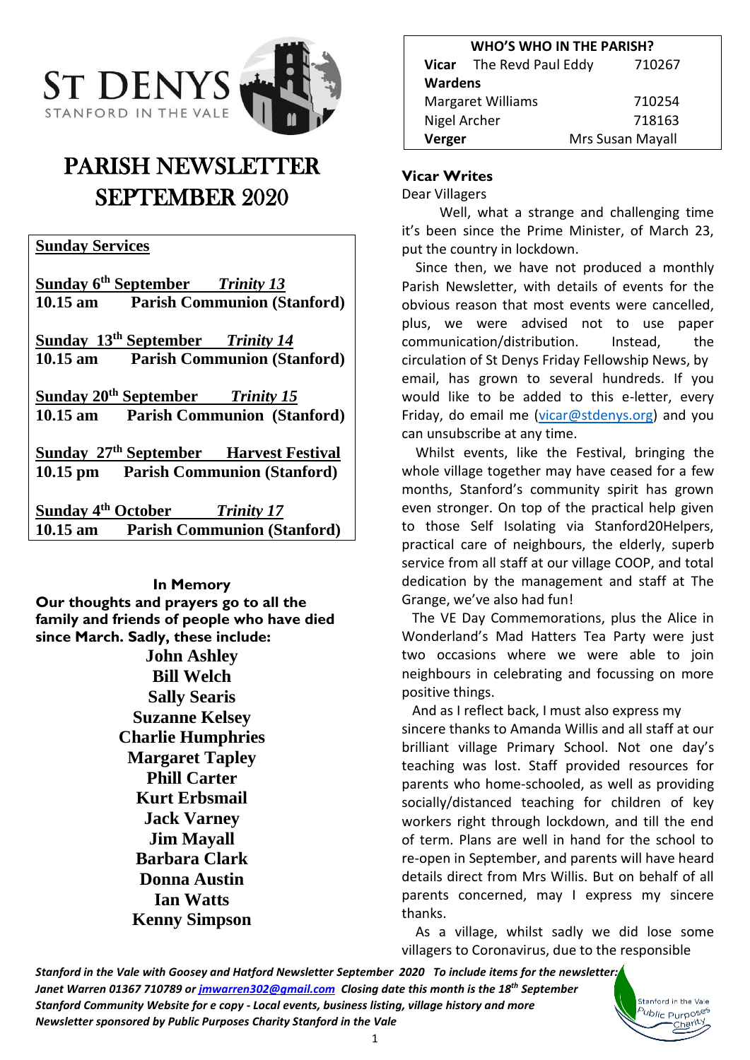# ST DENYS

STANFORD IN THE VALE

# PARISH NEWSLETTER SEPTEMBER 2020

## Sunday Services

**Sunday 6th September** *Trinity 13*
**10.15 am** **Parish Communion (Stanford)**

**Sunday 13th September** *Trinity 14*
**10.15 am** **Parish Communion (Stanford)**

**Sunday 20th September** *Trinity 15*
**10.15 am** **Parish Communion (Stanford)**

**Sunday 27th September** **Harvest Festival**
**10.15 pm** **Parish Communion (Stanford)**

**Sunday 4th October** *Trinity 17*
**10.15 am** **Parish Communion (Stanford)**

### In Memory

**Our thoughts and prayers go to all the family and friends of people who have died since March. Sadly, these include:**

**John Ashley**
**Bill Welch**
**Sally Searis**
**Suzanne Kelsey**
**Charlie Humphries**
**Margaret Tapley**
**Phill Carter**
**Kurt Erbsmail**
**Jack Varney**
**Jim Mayall**
**Barbara Clark**
**Donna Austin**
**Ian Watts**
**Kenny Simpson**

| WHO'S WHO IN THE PARISH? | | |
|---|---|---|
| **Vicar** The Revd Paul Eddy | | 710267 |
| **Wardens** | | |
| Margaret Williams | | 710254 |
| Nigel Archer | | 718163 |
| **Verger** | Mrs Susan Mayall | |

## Vicar Writes

Dear Villagers

Well, what a strange and challenging time it's been since the Prime Minister, of March 23, put the country in lockdown.

Since then, we have not produced a monthly Parish Newsletter, with details of events for the obvious reason that most events were cancelled, plus, we were advised not to use paper communication/distribution. Instead, the circulation of St Denys Friday Fellowship News, by email, has grown to several hundreds. If you would like to be added to this e-letter, every Friday, do email me (vicar@stdenys.org) and you can unsubscribe at any time.

Whilst events, like the Festival, bringing the whole village together may have ceased for a few months, Stanford's community spirit has grown even stronger. On top of the practical help given to those Self Isolating via Stanford20Helpers, practical care of neighbours, the elderly, superb service from all staff at our village COOP, and total dedication by the management and staff at The Grange, we've also had fun!

The VE Day Commemorations, plus the Alice in Wonderland's Mad Hatters Tea Party were just two occasions where we were able to join neighbours in celebrating and focussing on more positive things.

And as I reflect back, I must also express my sincere thanks to Amanda Willis and all staff at our brilliant village Primary School. Not one day's teaching was lost. Staff provided resources for parents who home-schooled, as well as providing socially/distanced teaching for children of key workers right through lockdown, and till the end of term. Plans are well in hand for the school to re-open in September, and parents will have heard details direct from Mrs Willis. But on behalf of all parents concerned, may I express my sincere thanks.

As a village, whilst sadly we did lose some villagers to Coronavirus, due to the responsible

*Stanford in the Vale with Goosey and Hatford Newsletter September 2020 To include items for the newsletter: Janet Warren 01367 710789 or jmwarren302@gmail.com Closing date this month is the 18th September Stanford Community Website for e copy - Local events, business listing, village history and more Newsletter sponsored by Public Purposes Charity Stanford in the Vale*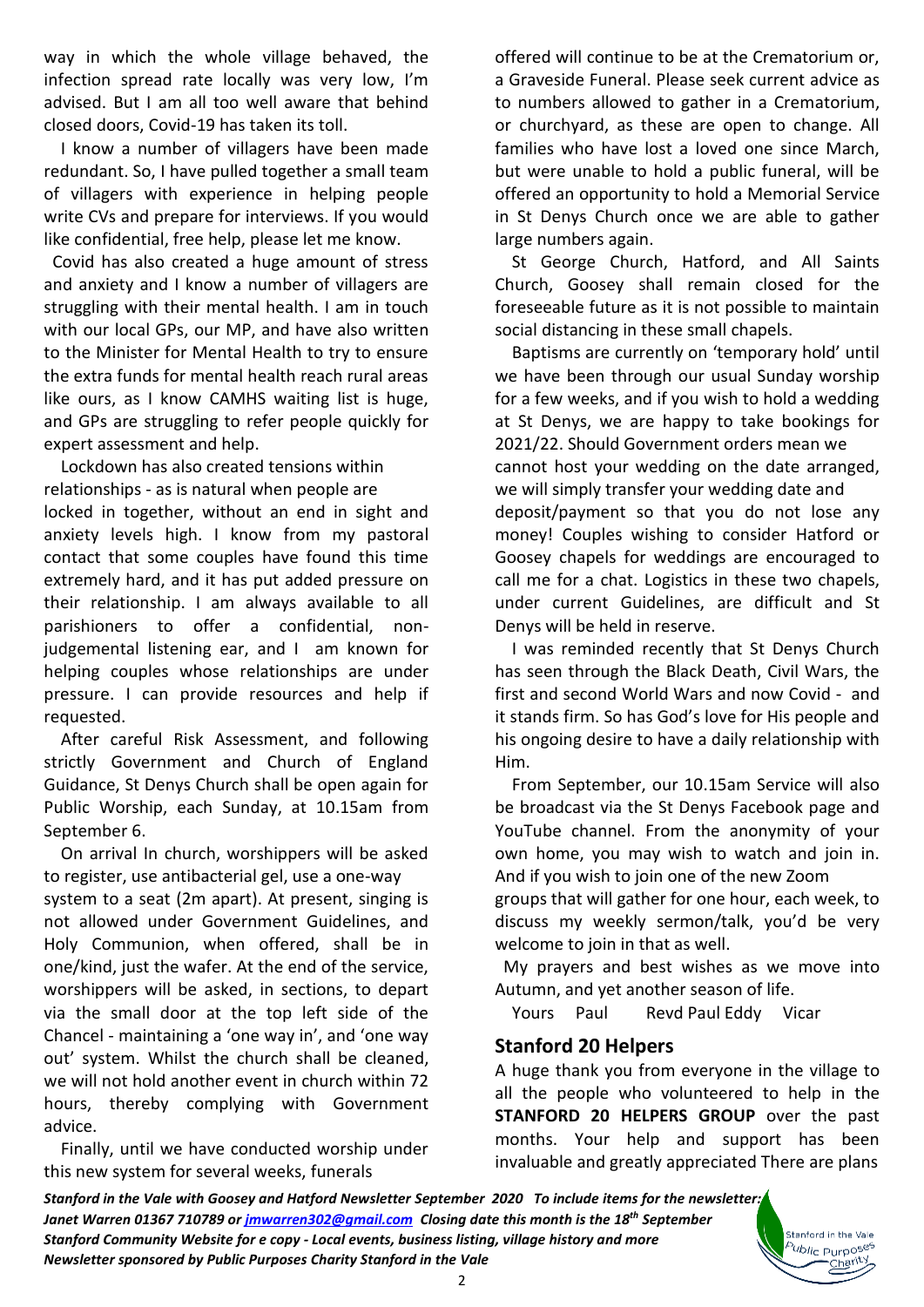way in which the whole village behaved, the infection spread rate locally was very low, I'm advised. But I am all too well aware that behind closed doors, Covid-19 has taken its toll.

I know a number of villagers have been made redundant. So, I have pulled together a small team of villagers with experience in helping people write CVs and prepare for interviews. If you would like confidential, free help, please let me know.

Covid has also created a huge amount of stress and anxiety and I know a number of villagers are struggling with their mental health. I am in touch with our local GPs, our MP, and have also written to the Minister for Mental Health to try to ensure the extra funds for mental health reach rural areas like ours, as I know CAMHS waiting list is huge, and GPs are struggling to refer people quickly for expert assessment and help.

Lockdown has also created tensions within relationships - as is natural when people are locked in together, without an end in sight and anxiety levels high. I know from my pastoral contact that some couples have found this time extremely hard, and it has put added pressure on their relationship. I am always available to all parishioners to offer a confidential, non-judgemental listening ear, and I am known for helping couples whose relationships are under pressure. I can provide resources and help if requested.

After careful Risk Assessment, and following strictly Government and Church of England Guidance, St Denys Church shall be open again for Public Worship, each Sunday, at 10.15am from September 6.

On arrival In church, worshippers will be asked to register, use antibacterial gel, use a one-way system to a seat (2m apart). At present, singing is not allowed under Government Guidelines, and Holy Communion, when offered, shall be in one/kind, just the wafer. At the end of the service, worshippers will be asked, in sections, to depart via the small door at the top left side of the Chancel - maintaining a 'one way in', and 'one way out' system. Whilst the church shall be cleaned, we will not hold another event in church within 72 hours, thereby complying with Government advice.

Finally, until we have conducted worship under this new system for several weeks, funerals offered will continue to be at the Crematorium or, a Graveside Funeral. Please seek current advice as to numbers allowed to gather in a Crematorium, or churchyard, as these are open to change. All families who have lost a loved one since March, but were unable to hold a public funeral, will be offered an opportunity to hold a Memorial Service in St Denys Church once we are able to gather large numbers again.

St George Church, Hatford, and All Saints Church, Goosey shall remain closed for the foreseeable future as it is not possible to maintain social distancing in these small chapels.

Baptisms are currently on 'temporary hold' until we have been through our usual Sunday worship for a few weeks, and if you wish to hold a wedding at St Denys, we are happy to take bookings for 2021/22. Should Government orders mean we cannot host your wedding on the date arranged, we will simply transfer your wedding date and deposit/payment so that you do not lose any money! Couples wishing to consider Hatford or Goosey chapels for weddings are encouraged to call me for a chat. Logistics in these two chapels, under current Guidelines, are difficult and St Denys will be held in reserve.

I was reminded recently that St Denys Church has seen through the Black Death, Civil Wars, the first and second World Wars and now Covid - and it stands firm. So has God's love for His people and his ongoing desire to have a daily relationship with Him.

From September, our 10.15am Service will also be broadcast via the St Denys Facebook page and YouTube channel. From the anonymity of your own home, you may wish to watch and join in. And if you wish to join one of the new Zoom groups that will gather for one hour, each week, to discuss my weekly sermon/talk, you'd be very welcome to join in that as well.

My prayers and best wishes as we move into Autumn, and yet another season of life.

Yours Paul   Revd Paul Eddy   Vicar

## Stanford 20 Helpers

A huge thank you from everyone in the village to all the people who volunteered to help in the **STANFORD 20 HELPERS GROUP** over the past months. Your help and support has been invaluable and greatly appreciated There are plans

*Stanford in the Vale with Goosey and Hatford Newsletter September 2020 To include items for the newsletter: Janet Warren 01367 710789 or jmwarren302@gmail.com Closing date this month is the 18th September*
*Stanford Community Website for e copy - Local events, business listing, village history and more*
*Newsletter sponsored by Public Purposes Charity Stanford in the Vale*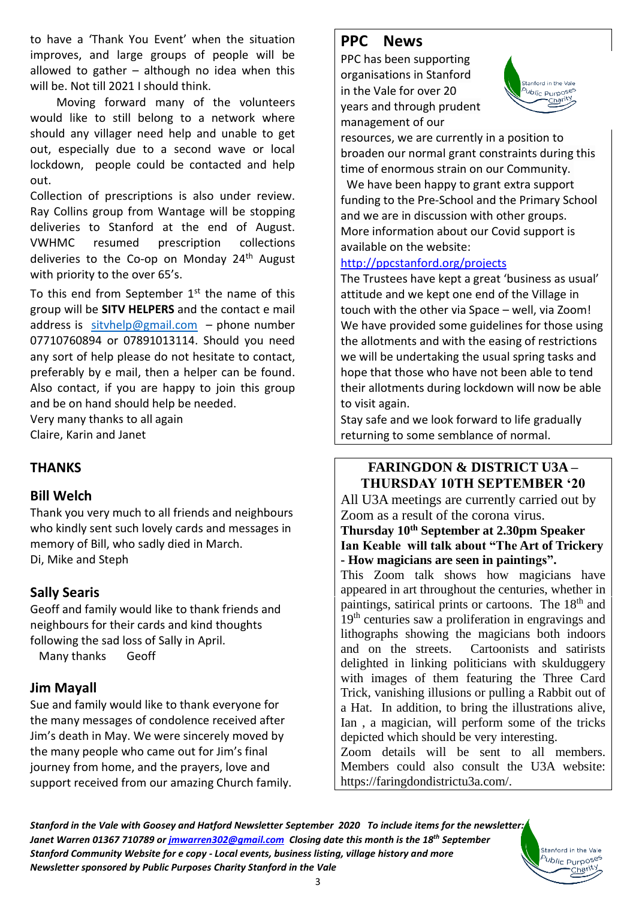to have a 'Thank You Event' when the situation improves, and large groups of people will be allowed to gather – although no idea when this will be. Not till 2021 I should think.

Moving forward many of the volunteers would like to still belong to a network where should any villager need help and unable to get out, especially due to a second wave or local lockdown, people could be contacted and help out.

Collection of prescriptions is also under review. Ray Collins group from Wantage will be stopping deliveries to Stanford at the end of August. VWHMC resumed prescription collections deliveries to the Co-op on Monday 24th August with priority to the over 65's.

To this end from September 1st the name of this group will be **SITV HELPERS** and the contact e mail address is sitvhelp@gmail.com – phone number 07710760894 or 07891013114. Should you need any sort of help please do not hesitate to contact, preferably by e mail, then a helper can be found. Also contact, if you are happy to join this group and be on hand should help be needed.

Very many thanks to all again

Claire, Karin and Janet

## THANKS

### Bill Welch

Thank you very much to all friends and neighbours who kindly sent such lovely cards and messages in memory of Bill, who sadly died in March.

Di, Mike and Steph

### Sally Searis

Geoff and family would like to thank friends and neighbours for their cards and kind thoughts following the sad loss of Sally in April.

Many thanks Geoff

### Jim Mayall

Sue and family would like to thank everyone for the many messages of condolence received after Jim's death in May. We were sincerely moved by the many people who came out for Jim's final journey from home, and the prayers, love and support received from our amazing Church family.

## PPC News

PPC has been supporting organisations in Stanford in the Vale for over 20 years and through prudent management of our resources, we are currently in a position to broaden our normal grant constraints during this time of enormous strain on our Community.

We have been happy to grant extra support funding to the Pre-School and the Primary School and we are in discussion with other groups. More information about our Covid support is available on the website:

http://ppcstanford.org/projects

The Trustees have kept a great 'business as usual' attitude and we kept one end of the Village in touch with the other via Space – well, via Zoom! We have provided some guidelines for those using the allotments and with the easing of restrictions we will be undertaking the usual spring tasks and hope that those who have not been able to tend their allotments during lockdown will now be able to visit again.

Stay safe and we look forward to life gradually returning to some semblance of normal.

## FARINGDON & DISTRICT U3A – THURSDAY 10TH SEPTEMBER '20

All U3A meetings are currently carried out by Zoom as a result of the corona virus.

**Thursday 10th September at 2.30pm Speaker Ian Keable will talk about "The Art of Trickery - How magicians are seen in paintings".**

This Zoom talk shows how magicians have appeared in art throughout the centuries, whether in paintings, satirical prints or cartoons. The 18th and 19th centuries saw a proliferation in engravings and lithographs showing the magicians both indoors and on the streets. Cartoonists and satirists delighted in linking politicians with skulduggery with images of them featuring the Three Card Trick, vanishing illusions or pulling a Rabbit out of a Hat. In addition, to bring the illustrations alive, Ian , a magician, will perform some of the tricks depicted which should be very interesting.

Zoom details will be sent to all members. Members could also consult the U3A website: https://faringdondistrictu3a.com/.

*Stanford in the Vale with Goosey and Hatford Newsletter September 2020 To include items for the newsletter: Janet Warren 01367 710789 or jmwarren302@gmail.com Closing date this month is the 18th September*
*Stanford Community Website for e copy - Local events, business listing, village history and more*
*Newsletter sponsored by Public Purposes Charity Stanford in the Vale*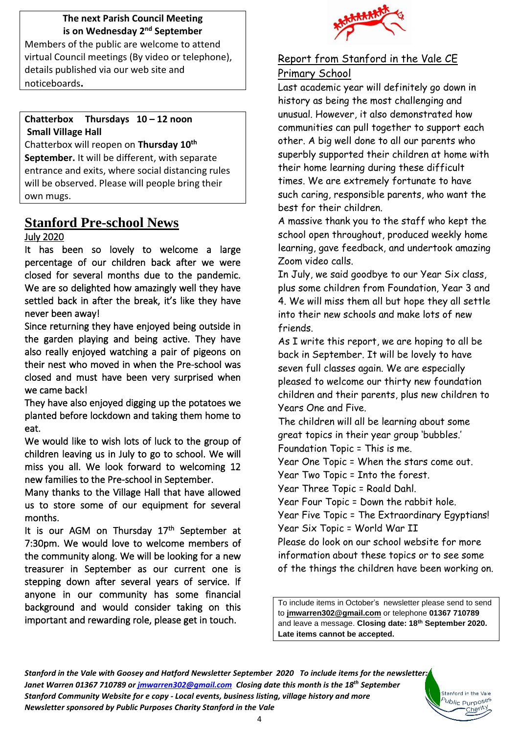**The next Parish Council Meeting is on Wednesday 2nd September**

Members of the public are welcome to attend virtual Council meetings (By video or telephone), details published via our web site and noticeboards**.**

**Chatterbox Thursdays 10 – 12 noon Small Village Hall**

Chatterbox will reopen on **Thursday 10th September.** It will be different, with separate entrance and exits, where social distancing rules will be observed. Please will people bring their own mugs.

## Stanford Pre-school News

July 2020

It has been so lovely to welcome a large percentage of our children back after we were closed for several months due to the pandemic. We are so delighted how amazingly well they have settled back in after the break, it's like they have never been away!

Since returning they have enjoyed being outside in the garden playing and being active. They have also really enjoyed watching a pair of pigeons on their nest who moved in when the Pre-school was closed and must have been very surprised when we came back!

They have also enjoyed digging up the potatoes we planted before lockdown and taking them home to eat.

We would like to wish lots of luck to the group of children leaving us in July to go to school. We will miss you all. We look forward to welcoming 12 new families to the Pre-school in September.

Many thanks to the Village Hall that have allowed us to store some of our equipment for several months.

It is our AGM on Thursday 17th September at 7:30pm. We would love to welcome members of the community along. We will be looking for a new treasurer in September as our current one is stepping down after several years of service. If anyone in our community has some financial background and would consider taking on this important and rewarding role, please get in touch.

## Report from Stanford in the Vale CE Primary School

Last academic year will definitely go down in history as being the most challenging and unusual. However, it also demonstrated how communities can pull together to support each other. A big well done to all our parents who superbly supported their children at home with their home learning during these difficult times. We are extremely fortunate to have such caring, responsible parents, who want the best for their children.

A massive thank you to the staff who kept the school open throughout, produced weekly home learning, gave feedback, and undertook amazing Zoom video calls.

In July, we said goodbye to our Year Six class, plus some children from Foundation, Year 3 and 4. We will miss them all but hope they all settle into their new schools and make lots of new friends.

As I write this report, we are hoping to all be back in September. It will be lovely to have seven full classes again. We are especially pleased to welcome our thirty new foundation children and their parents, plus new children to Years One and Five.

The children will all be learning about some great topics in their year group 'bubbles.'

Foundation Topic = This is me.
Year One Topic = When the stars come out.
Year Two Topic = Into the forest.
Year Three Topic = Roald Dahl.
Year Four Topic = Down the rabbit hole.
Year Five Topic = The Extraordinary Egyptians!
Year Six Topic = World War II

Please do look on our school website for more information about these topics or to see some of the things the children have been working on.

To include items in October's newsletter please send to send to **jmwarren302@gmail.com** or telephone **01367 710789** and leave a message. **Closing date: 18th September 2020. Late items cannot be accepted.**

*Stanford in the Vale with Goosey and Hatford Newsletter September 2020 To include items for the newsletter: Janet Warren 01367 710789 or jmwarren302@gmail.com Closing date this month is the 18th September*
*Stanford Community Website for e copy - Local events, business listing, village history and more*
*Newsletter sponsored by Public Purposes Charity Stanford in the Vale*

Stanford in the Vale Public Purposes Charity